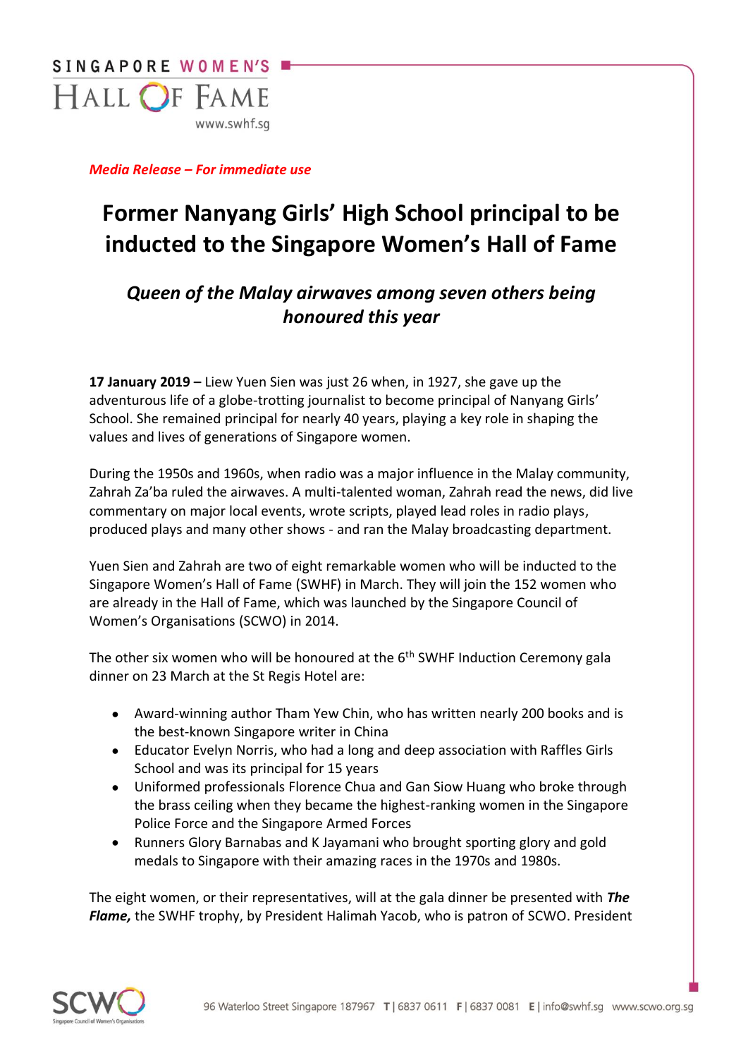*Media Release – For immediate use*

# Former Nanyang Girls' High School principal to be inducted to the Singapore Women's Hall of Fame

## *Queen of the Malay airwaves among seven others being honoured this year*

**17 January 2019 –** Liew Yuen Sien was just 26 when, in 1927, she gave up the adventurous life of a globe-trotting journalist to become principal of Nanyang Girls' School. She remained principal for nearly 40 years, playing a key role in shaping the values and lives of generations of Singapore women.

During the 1950s and 1960s, when radio was a major influence in the Malay community, Zahrah Za'ba ruled the airwaves. A multi-talented woman, Zahrah read the news, did live commentary on major local events, wrote scripts, played lead roles in radio plays, produced plays and many other shows - and ran the Malay broadcasting department.

Yuen Sien and Zahrah are two of eight remarkable women who will be inducted to the Singapore Women's Hall of Fame (SWHF) in March. They will join the 152 women who are already in the Hall of Fame, which was launched by the Singapore Council of Women's Organisations (SCWO) in 2014.

The other six women who will be honoured at the 6th SWHF Induction Ceremony gala dinner on 23 March at the St Regis Hotel are:

- Award-winning author Tham Yew Chin, who has written nearly 200 books and is the best-known Singapore writer in China
- Educator Evelyn Norris, who had a long and deep association with Raffles Girls School and was its principal for 15 years
- Uniformed professionals Florence Chua and Gan Siow Huang who broke through the brass ceiling when they became the highest-ranking women in the Singapore Police Force and the Singapore Armed Forces
- Runners Glory Barnabas and K Jayamani who brought sporting glory and gold medals to Singapore with their amazing races in the 1970s and 1980s.

The eight women, or their representatives, will at the gala dinner be presented with ***The Flame,*** the SWHF trophy, by President Halimah Yacob, who is patron of SCWO. President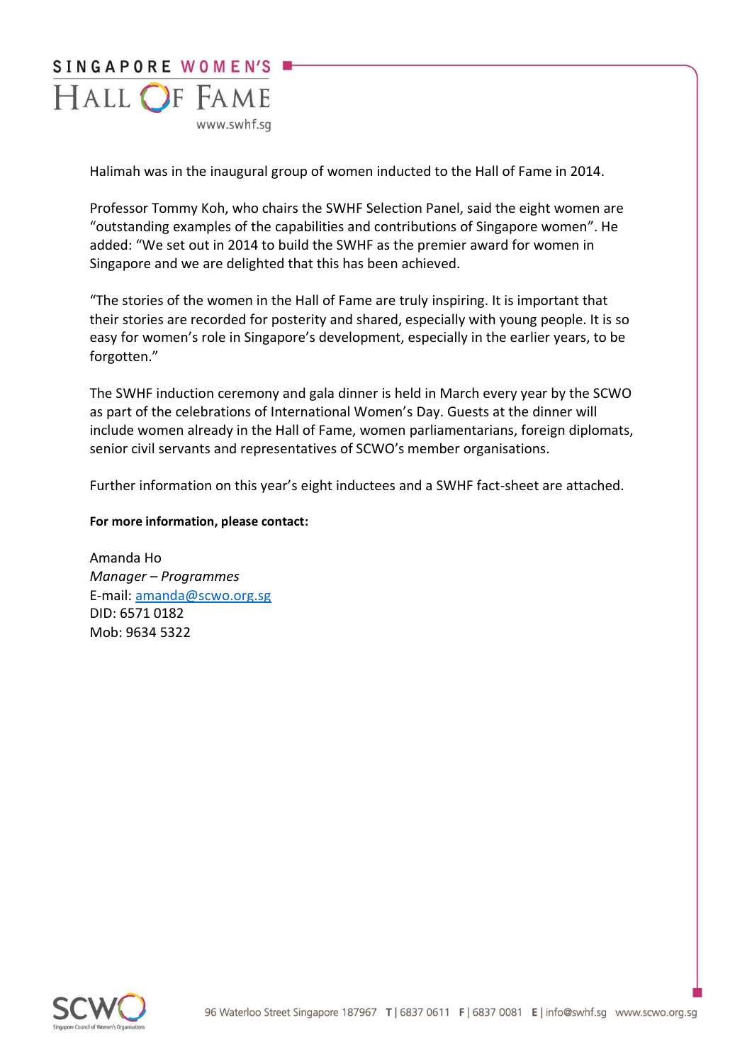Halimah was in the inaugural group of women inducted to the Hall of Fame in 2014.

Professor Tommy Koh, who chairs the SWHF Selection Panel, said the eight women are "outstanding examples of the capabilities and contributions of Singapore women". He added: "We set out in 2014 to build the SWHF as the premier award for women in Singapore and we are delighted that this has been achieved.

"The stories of the women in the Hall of Fame are truly inspiring. It is important that their stories are recorded for posterity and shared, especially with young people. It is so easy for women's role in Singapore's development, especially in the earlier years, to be forgotten."

The SWHF induction ceremony and gala dinner is held in March every year by the SCWO as part of the celebrations of International Women's Day. Guests at the dinner will include women already in the Hall of Fame, women parliamentarians, foreign diplomats, senior civil servants and representatives of SCWO's member organisations.

Further information on this year's eight inductees and a SWHF fact-sheet are attached.

**For more information, please contact:**

Amanda Ho
*Manager – Programmes*
E-mail: amanda@scwo.org.sg
DID: 6571 0182
Mob: 9634 5322